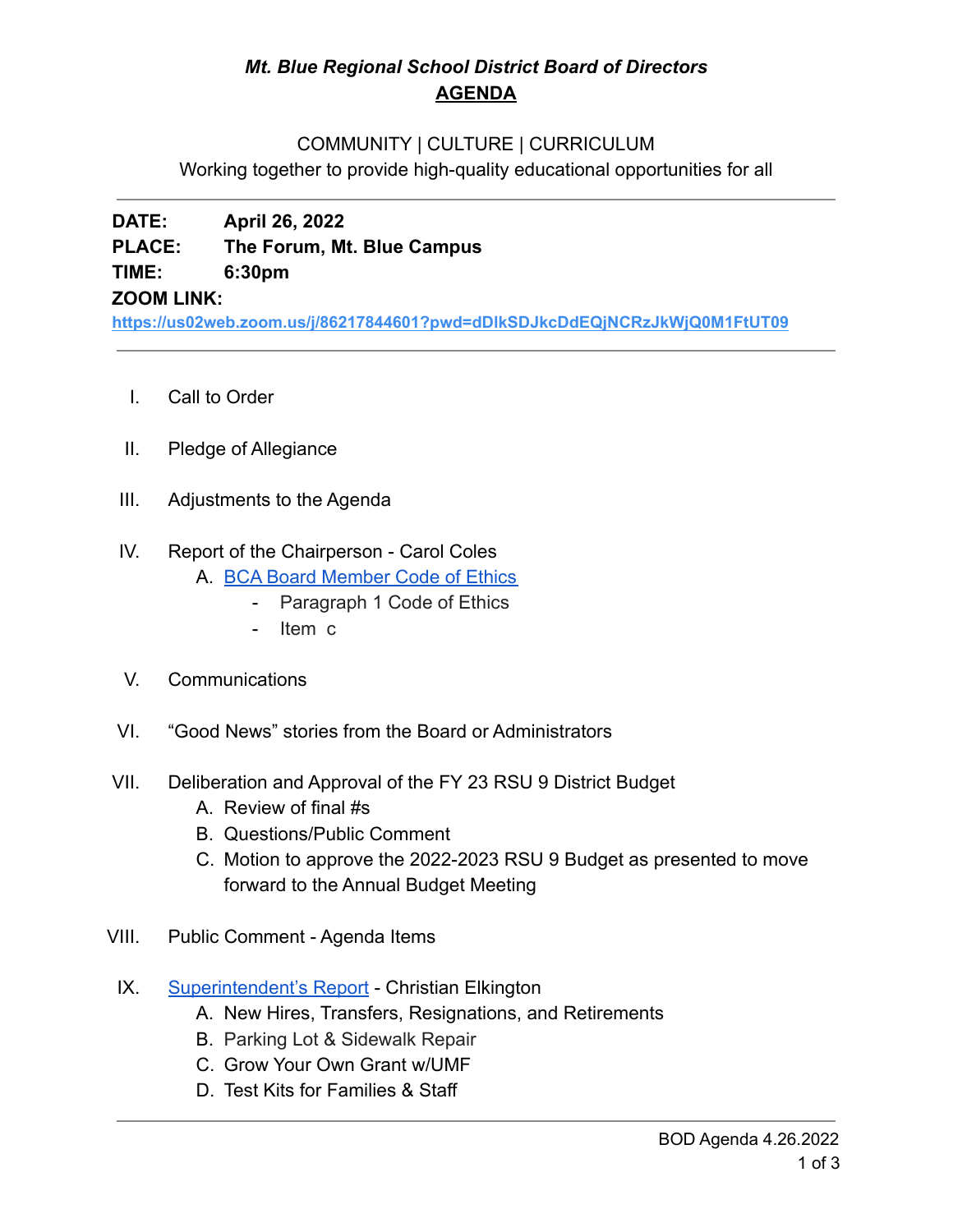# *Mt. Blue Regional School District Board of Directors*

## AGENDA

COMMUNITY | CULTURE | CURRICULUM

Working together to provide high-quality educational opportunities for all

---

**DATE:** **April 26, 2022**
**PLACE:** **The Forum, Mt. Blue Campus**
**TIME:** **6:30pm**
**ZOOM LINK:**
**https://us02web.zoom.us/j/86217844601?pwd=dDlkSDJkcDdEQjNCRzJkWjQ0M1FtUT09**

---

I. Call to Order

II. Pledge of Allegiance

III. Adjustments to the Agenda

IV. Report of the Chairperson - Carol Coles
   A. BCA Board Member Code of Ethics
      - Paragraph 1 Code of Ethics
      - Item c

V. Communications

VI. "Good News" stories from the Board or Administrators

VII. Deliberation and Approval of the FY 23 RSU 9 District Budget
   A. Review of final #s
   B. Questions/Public Comment
   C. Motion to approve the 2022-2023 RSU 9 Budget as presented to move forward to the Annual Budget Meeting

VIII. Public Comment - Agenda Items

IX. Superintendent's Report - Christian Elkington
   A. New Hires, Transfers, Resignations, and Retirements
   B. Parking Lot & Sidewalk Repair
   C. Grow Your Own Grant w/UMF
   D. Test Kits for Families & Staff

---

BOD Agenda 4.26.2022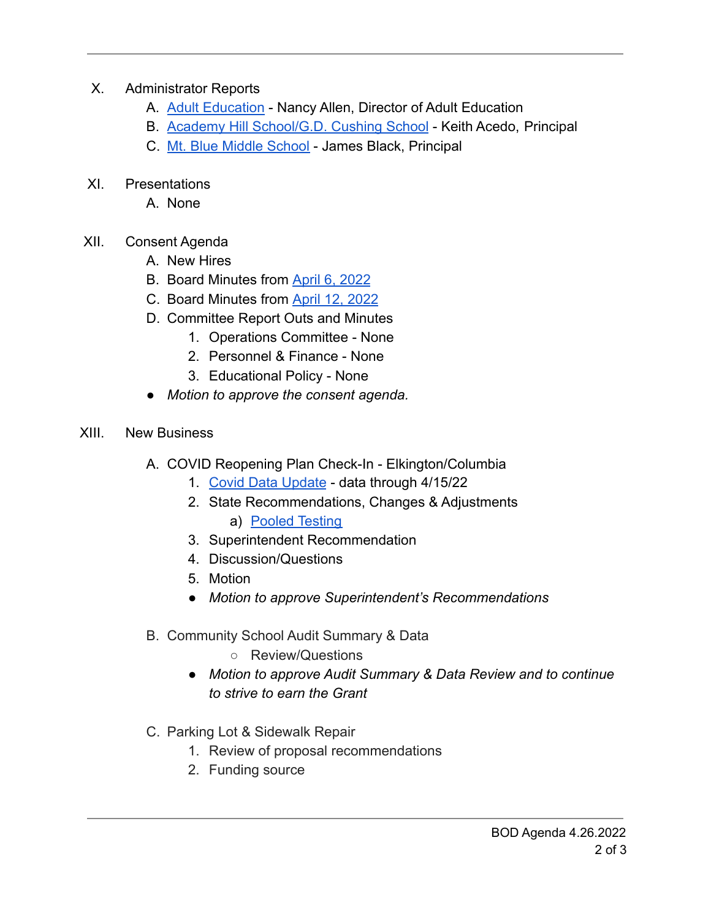X. Administrator Reports
   A. Adult Education - Nancy Allen, Director of Adult Education
   B. Academy Hill School/G.D. Cushing School - Keith Acedo, Principal
   C. Mt. Blue Middle School - James Black, Principal

XI. Presentations
   A. None

XII. Consent Agenda
   A. New Hires
   B. Board Minutes from April 6, 2022
   C. Board Minutes from April 12, 2022
   D. Committee Report Outs and Minutes
      1. Operations Committee - None
      2. Personnel & Finance - None
      3. Educational Policy - None
   - *Motion to approve the consent agenda.*

XIII. New Business

   A. COVID Reopening Plan Check-In - Elkington/Columbia
      1. Covid Data Update - data through 4/15/22
      2. State Recommendations, Changes & Adjustments
         a) Pooled Testing
      3. Superintendent Recommendation
      4. Discussion/Questions
      5. Motion
      - *Motion to approve Superintendent's Recommendations*

   B. Community School Audit Summary & Data
         - Review/Questions
      - *Motion to approve Audit Summary & Data Review and to continue to strive to earn the Grant*

   C. Parking Lot & Sidewalk Repair
      1. Review of proposal recommendations
      2. Funding source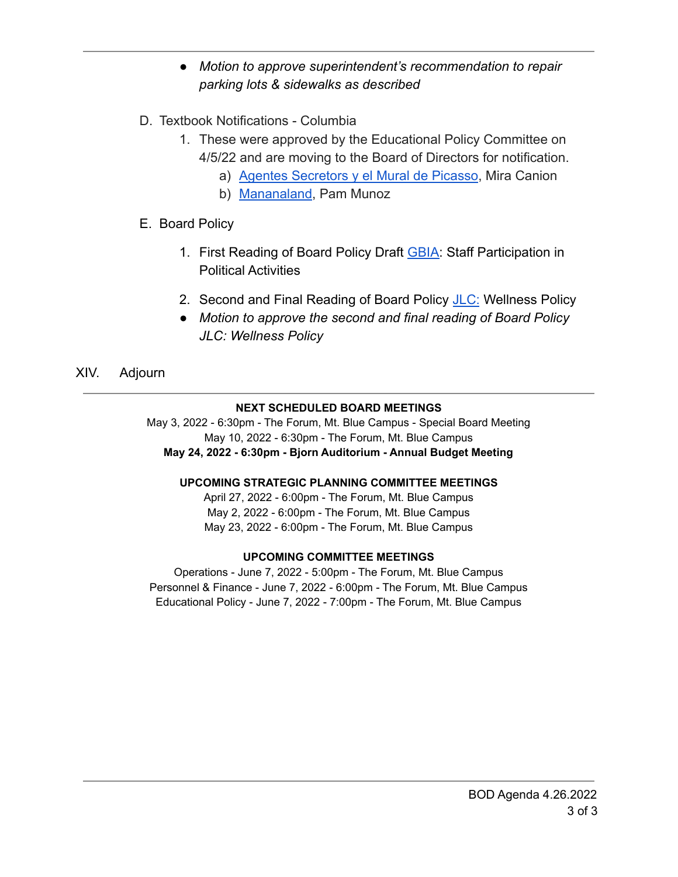- *Motion to approve superintendent's recommendation to repair parking lots & sidewalks as described*

D. Textbook Notifications - Columbia

1. These were approved by the Educational Policy Committee on 4/5/22 and are moving to the Board of Directors for notification.
    a) Agentes Secretors y el Mural de Picasso, Mira Canion
    b) Mananaland, Pam Munoz

E. Board Policy

1. First Reading of Board Policy Draft GBIA: Staff Participation in Political Activities
2. Second and Final Reading of Board Policy JLC: Wellness Policy

- *Motion to approve the second and final reading of Board Policy JLC: Wellness Policy*

XIV. Adjourn

---

**NEXT SCHEDULED BOARD MEETINGS**

May 3, 2022 - 6:30pm - The Forum, Mt. Blue Campus - Special Board Meeting
May 10, 2022 - 6:30pm - The Forum, Mt. Blue Campus
**May 24, 2022 - 6:30pm - Bjorn Auditorium - Annual Budget Meeting**

**UPCOMING STRATEGIC PLANNING COMMITTEE MEETINGS**

April 27, 2022 - 6:00pm - The Forum, Mt. Blue Campus
May 2, 2022 - 6:00pm - The Forum, Mt. Blue Campus
May 23, 2022 - 6:00pm - The Forum, Mt. Blue Campus

**UPCOMING COMMITTEE MEETINGS**

Operations - June 7, 2022 - 5:00pm - The Forum, Mt. Blue Campus
Personnel & Finance - June 7, 2022 - 6:00pm - The Forum, Mt. Blue Campus
Educational Policy - June 7, 2022 - 7:00pm - The Forum, Mt. Blue Campus